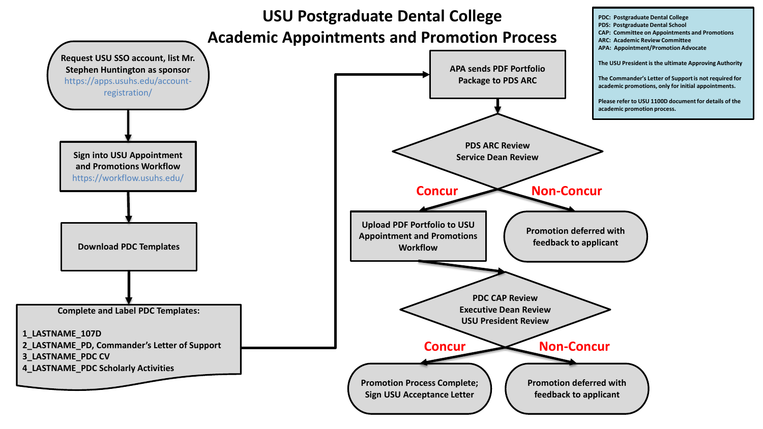# USU Postgraduate Dental College
# Academic Appointments and Promotion Process

PDC: Postgraduate Dental College
PDS: Postgraduate Dental School
CAP: Committee on Appointments and Promotions
ARC: Academic Review Committee
APA: Appointment/Promotion Advocate

The USU President is the ultimate Approving Authority

The Commander's Letter of Support is not required for academic promotions, only for initial appointments.

Please refer to USU 1100D document for details of the academic promotion process.

1. Request USU SSO account, list Mr. Stephen Huntington as sponsor
   https://apps.usuhs.edu/account-registration/
2. Sign into USU Appointment and Promotions Workflow
   https://workflow.usuhs.edu/
3. Download PDC Templates
4. Complete and Label PDC Templates:
   - 1_LASTNAME_107D
   - 2_LASTNAME_PD, Commander's Letter of Support
   - 3_LASTNAME_PDC CV
   - 4_LASTNAME_PDC Scholarly Activities
5. APA sends PDF Portfolio Package to PDS ARC
6. PDS ARC Review / Service Dean Review
   - **Non-Concur:** Promotion deferred with feedback to applicant
   - **Concur:** Upload PDF Portfolio to USU Appointment and Promotions Workflow
7. PDC CAP Review / Executive Dean Review / USU President Review
   - **Concur:** Promotion Process Complete; Sign USU Acceptance Letter
   - **Non-Concur:** Promotion deferred with feedback to applicant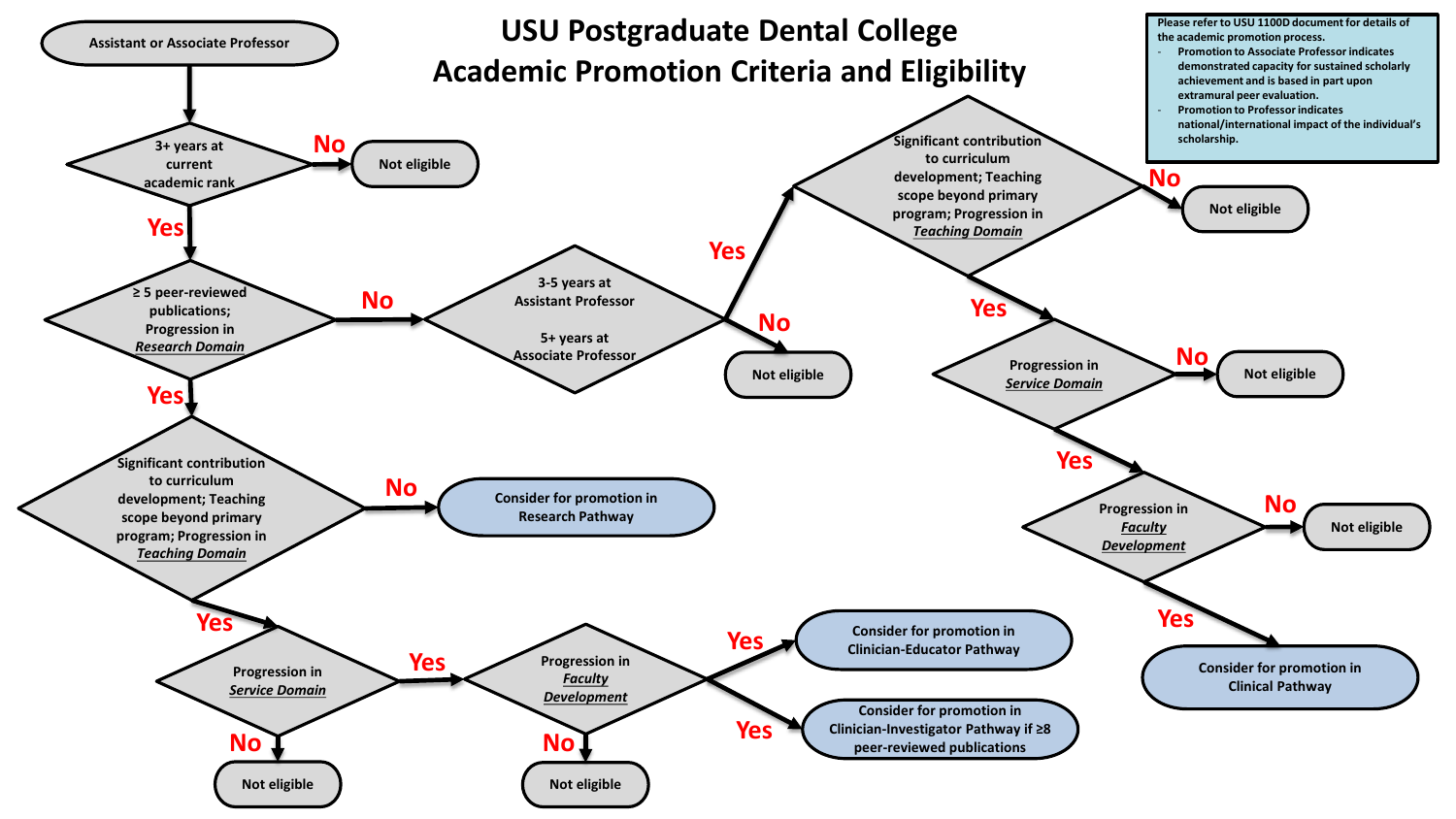# USU Postgraduate Dental College
# Academic Promotion Criteria and Eligibility

Please refer to USU 1100D document for details of the academic promotion process.

- Promotion to Associate Professor indicates demonstrated capacity for sustained scholarly achievement and is based in part upon extramural peer evaluation.
- Promotion to Professor indicates national/international impact of the individual's scholarship.

Assistant or Associate Professor

3+ years at current academic rank

No

Not eligible

Yes

≥ 5 peer-reviewed publications; Progression in *Research Domain*

No

3-5 years at Assistant Professor

5+ years at Associate Professor

Yes

No

Not eligible

Significant contribution to curriculum development; Teaching scope beyond primary program; Progression in *Teaching Domain*

No

Not eligible

Yes

Progression in *Service Domain*

No

Not eligible

Yes

Progression in *Faculty Development*

No

Not eligible

Yes

Consider for promotion in Clinical Pathway

Yes

Significant contribution to curriculum development; Teaching scope beyond primary program; Progression in *Teaching Domain*

No

Consider for promotion in Research Pathway

Yes

Progression in *Service Domain*

No

Not eligible

Yes

Progression in *Faculty Development*

No

Not eligible

Yes

Consider for promotion in Clinician-Educator Pathway

Yes

Consider for promotion in Clinician-Investigator Pathway if ≥8 peer-reviewed publications